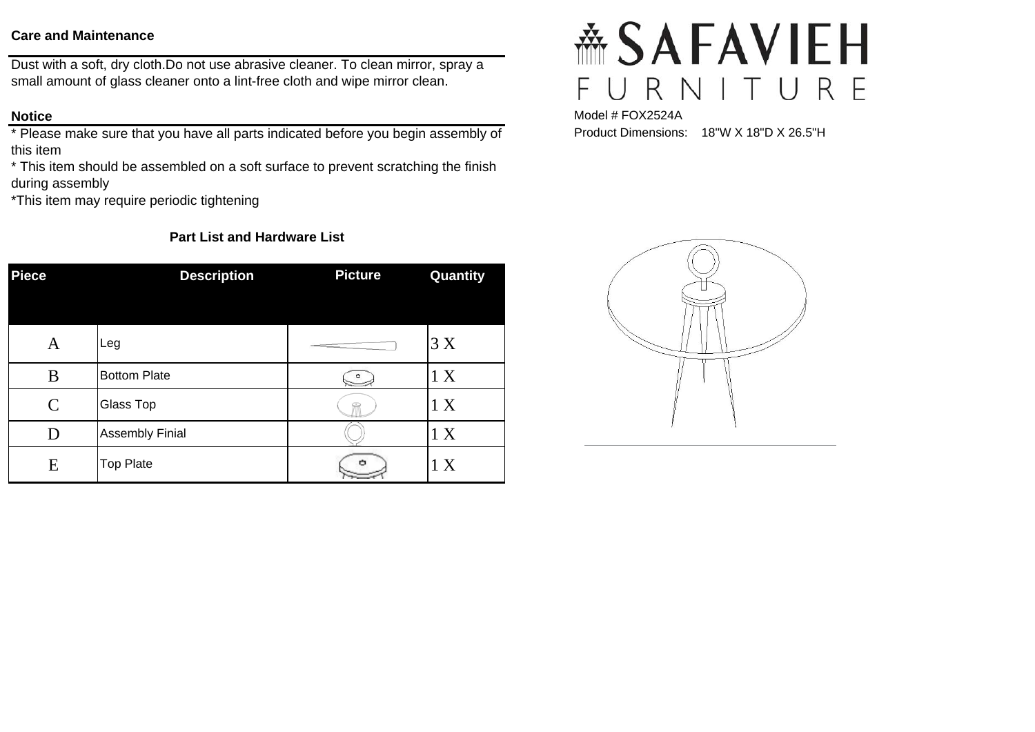## Care and Maintenance

Dust with a soft, dry cloth.Do not use abrasive cleaner. To clean mirror, spray a small amount of glass cleaner onto a lint-free cloth and wipe mirror clean.

## Notice

* Please make sure that you have all parts indicated before you begin assembly of this item
* This item should be assembled on a soft surface to prevent scratching the finish during assembly
*This item may require periodic tightening

# SAFAVIEH FURNITURE

Model # FOX2524A

Product Dimensions: 18"W X 18"D X 26.5"H

### Part List and Hardware List

| Piece | Description | Picture | Quantity |
|---|---|---|---|
| A | Leg | | 3 X |
| B | Bottom Plate | | 1 X |
| C | Glass Top | | 1 X |
| D | Assembly Finial | | 1 X |
| E | Top Plate | | 1 X |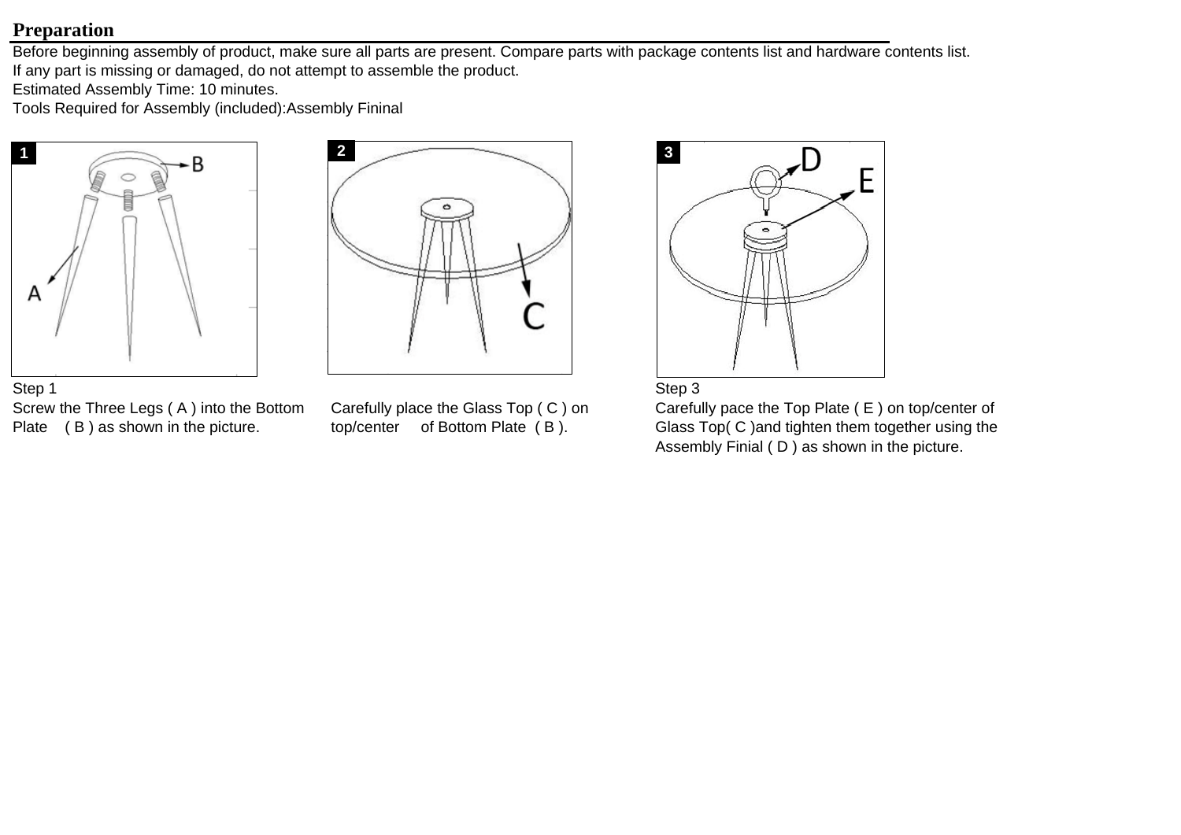## Preparation

Before beginning assembly of product, make sure all parts are present. Compare parts with package contents list and hardware contents list.
If any part is missing or damaged, do not attempt to assemble the product.
Estimated Assembly Time: 10 minutes.
Tools Required for Assembly (included):Assembly Fininal

**1**

B

A

Step 1

Screw the Three Legs ( A ) into the Bottom Plate ( B ) as shown in the picture.

**2**

C

Carefully place the Glass Top ( C ) on top/center of Bottom Plate ( B ).

**3**

D

E

Step 3

Carefully pace the Top Plate ( E ) on top/center of Glass Top( C )and tighten them together using the Assembly Finial ( D ) as shown in the picture.